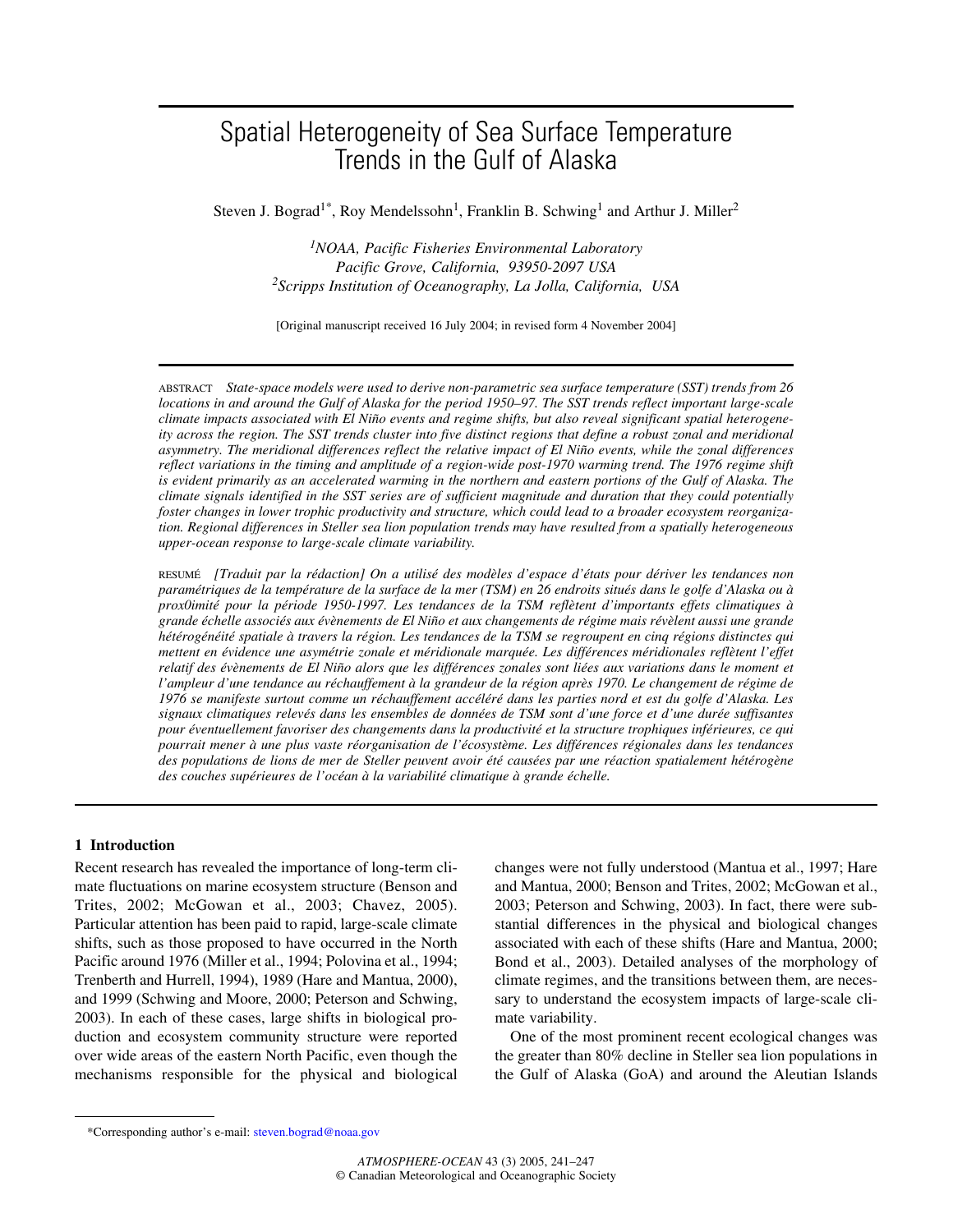# Spatial Heterogeneity of Sea Surface Temperature Trends in the Gulf of Alaska

Steven J. Bograd[1*], Roy Mendelssohn[1], Franklin B. Schwing[1] and Arthur J. Miller[2]

*[1]NOAA, Pacific Fisheries Environmental Laboratory*
*Pacific Grove, California, 93950-2097 USA*
*[2]Scripps Institution of Oceanography, La Jolla, California, USA*

[Original manuscript received 16 July 2004; in revised form 4 November 2004]

---

ABSTRACT *State-space models were used to derive non-parametric sea surface temperature (SST) trends from 26 locations in and around the Gulf of Alaska for the period 1950–97. The SST trends reflect important large-scale climate impacts associated with El Niño events and regime shifts, but also reveal significant spatial heterogeneity across the region. The SST trends cluster into five distinct regions that define a robust zonal and meridional asymmetry. The meridional differences reflect the relative impact of El Niño events, while the zonal differences reflect variations in the timing and amplitude of a region-wide post-1970 warming trend. The 1976 regime shift is evident primarily as an accelerated warming in the northern and eastern portions of the Gulf of Alaska. The climate signals identified in the SST series are of sufficient magnitude and duration that they could potentially foster changes in lower trophic productivity and structure, which could lead to a broader ecosystem reorganization. Regional differences in Steller sea lion population trends may have resulted from a spatially heterogeneous upper-ocean response to large-scale climate variability.*

RESUMÉ *[Traduit par la rédaction] On a utilisé des modèles d'espace d'états pour dériver les tendances non paramétriques de la température de la surface de la mer (TSM) en 26 endroits situés dans le golfe d'Alaska ou à prox0imité pour la période 1950-1997. Les tendances de la TSM reflètent d'importants effets climatiques à grande échelle associés aux évènements de El Niño et aux changements de régime mais révèlent aussi une grande hétérogénéité spatiale à travers la région. Les tendances de la TSM se regroupent en cinq régions distinctes qui mettent en évidence une asymétrie zonale et méridionale marquée. Les différences méridionales reflètent l'effet relatif des évènements de El Niño alors que les différences zonales sont liées aux variations dans le moment et l'ampleur d'une tendance au réchauffement à la grandeur de la région après 1970. Le changement de régime de 1976 se manifeste surtout comme un réchauffement accéléré dans les parties nord et est du golfe d'Alaska. Les signaux climatiques relevés dans les ensembles de données de TSM sont d'une force et d'une durée suffisantes pour éventuellement favoriser des changements dans la productivité et la structure trophiques inférieures, ce qui pourrait mener à une plus vaste réorganisation de l'écosystème. Les différences régionales dans les tendances des populations de lions de mer de Steller peuvent avoir été causées par une réaction spatialement hétérogène des couches supérieures de l'océan à la variabilité climatique à grande échelle.*

---

## 1 Introduction

Recent research has revealed the importance of long-term climate fluctuations on marine ecosystem structure (Benson and Trites, 2002; McGowan et al., 2003; Chavez, 2005). Particular attention has been paid to rapid, large-scale climate shifts, such as those proposed to have occurred in the North Pacific around 1976 (Miller et al., 1994; Polovina et al., 1994; Trenberth and Hurrell, 1994), 1989 (Hare and Mantua, 2000), and 1999 (Schwing and Moore, 2000; Peterson and Schwing, 2003). In each of these cases, large shifts in biological production and ecosystem community structure were reported over wide areas of the eastern North Pacific, even though the mechanisms responsible for the physical and biological changes were not fully understood (Mantua et al., 1997; Hare and Mantua, 2000; Benson and Trites, 2002; McGowan et al., 2003; Peterson and Schwing, 2003). In fact, there were substantial differences in the physical and biological changes associated with each of these shifts (Hare and Mantua, 2000; Bond et al., 2003). Detailed analyses of the morphology of climate regimes, and the transitions between them, are necessary to understand the ecosystem impacts of large-scale climate variability.

One of the most prominent recent ecological changes was the greater than 80% decline in Steller sea lion populations in the Gulf of Alaska (GoA) and around the Aleutian Islands

---

*Corresponding author's e-mail: steven.bograd@noaa.gov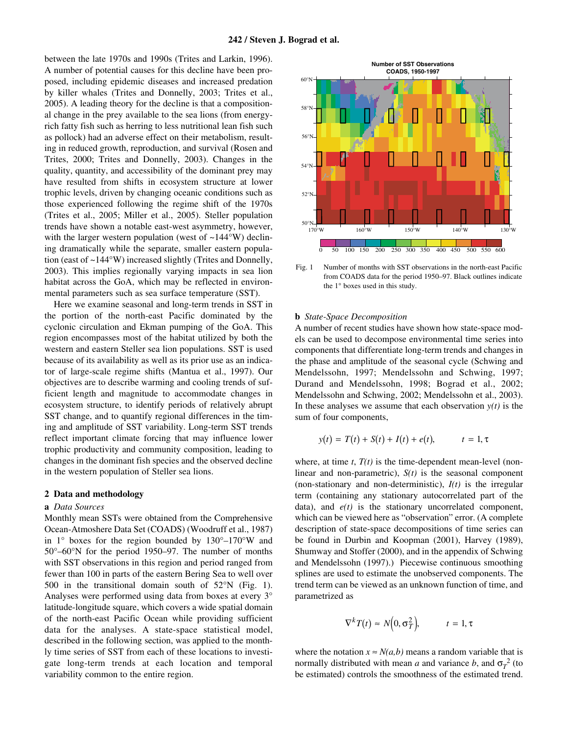between the late 1970s and 1990s (Trites and Larkin, 1996). A number of potential causes for this decline have been proposed, including epidemic diseases and increased predation by killer whales (Trites and Donnelly, 2003; Trites et al., 2005). A leading theory for the decline is that a compositional change in the prey available to the sea lions (from energy-rich fatty fish such as herring to less nutritional lean fish such as pollock) had an adverse effect on their metabolism, resulting in reduced growth, reproduction, and survival (Rosen and Trites, 2000; Trites and Donnelly, 2003). Changes in the quality, quantity, and accessibility of the dominant prey may have resulted from shifts in ecosystem structure at lower trophic levels, driven by changing oceanic conditions such as those experienced following the regime shift of the 1970s (Trites et al., 2005; Miller et al., 2005). Steller population trends have shown a notable east-west asymmetry, however, with the larger western population (west of ~144°W) declining dramatically while the separate, smaller eastern population (east of ~144°W) increased slightly (Trites and Donnelly, 2003). This implies regionally varying impacts in sea lion habitat across the GoA, which may be reflected in environmental parameters such as sea surface temperature (SST).

Here we examine seasonal and long-term trends in SST in the portion of the north-east Pacific dominated by the cyclonic circulation and Ekman pumping of the GoA. This region encompasses most of the habitat utilized by both the western and eastern Steller sea lion populations. SST is used because of its availability as well as its prior use as an indicator of large-scale regime shifts (Mantua et al., 1997). Our objectives are to describe warming and cooling trends of sufficient length and magnitude to accommodate changes in ecosystem structure, to identify periods of relatively abrupt SST change, and to quantify regional differences in the timing and amplitude of SST variability. Long-term SST trends reflect important climate forcing that may influence lower trophic productivity and community composition, leading to changes in the dominant fish species and the observed decline in the western population of Steller sea lions.

## 2 Data and methodology

### a *Data Sources*

Monthly mean SSTs were obtained from the Comprehensive Ocean-Atmoshere Data Set (COADS) (Woodruff et al., 1987) in 1° boxes for the region bounded by 130°–170°W and 50°–60°N for the period 1950–97. The number of months with SST observations in this region and period ranged from fewer than 100 in parts of the eastern Bering Sea to well over 500 in the transitional domain south of 52°N (Fig. 1). Analyses were performed using data from boxes at every 3° latitude-longitude square, which covers a wide spatial domain of the north-east Pacific Ocean while providing sufficient data for the analyses. A state-space statistical model, described in the following section, was applied to the monthly time series of SST from each of these locations to investigate long-term trends at each location and temporal variability common to the entire region.

Fig. 1 Number of months with SST observations in the north-east Pacific from COADS data for the period 1950–97. Black outlines indicate the 1° boxes used in this study.

### b *State-Space Decomposition*

A number of recent studies have shown how state-space models can be used to decompose environmental time series into components that differentiate long-term trends and changes in the phase and amplitude of the seasonal cycle (Schwing and Mendelssohn, 1997; Mendelssohn and Schwing, 1997; Durand and Mendelssohn, 1998; Bograd et al., 2002; Mendelssohn and Schwing, 2002; Mendelssohn et al., 2003). In these analyses we assume that each observation $y(t)$ is the sum of four components,

$$y(t) = T(t) + S(t) + I(t) + e(t), \qquad t = 1, \tau$$

where, at time $t$, $T(t)$ is the time-dependent mean-level (non-linear and non-parametric), $S(t)$ is the seasonal component (non-stationary and non-deterministic), $I(t)$ is the irregular term (containing any stationary autocorrelated part of the data), and $e(t)$ is the stationary uncorrelated component, which can be viewed here as "observation" error. (A complete description of state-space decompositions of time series can be found in Durbin and Koopman (2001), Harvey (1989), Shumway and Stoffer (2000), and in the appendix of Schwing and Mendelssohn (1997).) Piecewise continuous smoothing splines are used to estimate the unobserved components. The trend term can be viewed as an unknown function of time, and parametrized as

$$\nabla^k T(t) \approx N\left(0, \sigma_T^2\right), \qquad t = 1, \tau$$

where the notation $x \approx N(a,b)$ means a random variable that is normally distributed with mean $a$ and variance $b$, and $\sigma_T^2$ (to be estimated) controls the smoothness of the estimated trend.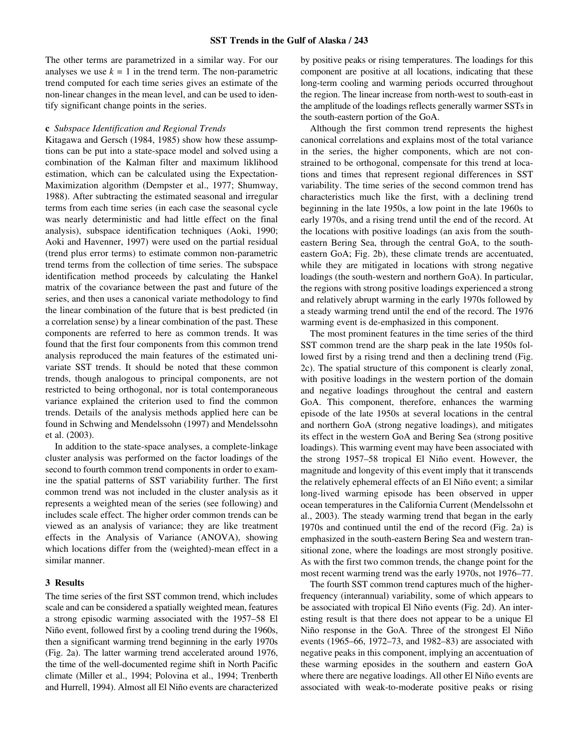The other terms are parametrized in a similar way. For our analyses we use $k = 1$ in the trend term. The non-parametric trend computed for each time series gives an estimate of the non-linear changes in the mean level, and can be used to identify significant change points in the series.

### c *Subspace Identification and Regional Trends*

Kitagawa and Gersch (1984, 1985) show how these assumptions can be put into a state-space model and solved using a combination of the Kalman filter and maximum liklihood estimation, which can be calculated using the Expectation-Maximization algorithm (Dempster et al., 1977; Shumway, 1988). After subtracting the estimated seasonal and irregular terms from each time series (in each case the seasonal cycle was nearly deterministic and had little effect on the final analysis), subspace identification techniques (Aoki, 1990; Aoki and Havenner, 1997) were used on the partial residual (trend plus error terms) to estimate common non-parametric trend terms from the collection of time series. The subspace identification method proceeds by calculating the Hankel matrix of the covariance between the past and future of the series, and then uses a canonical variate methodology to find the linear combination of the future that is best predicted (in a correlation sense) by a linear combination of the past. These components are referred to here as common trends. It was found that the first four components from this common trend analysis reproduced the main features of the estimated univariate SST trends. It should be noted that these common trends, though analogous to principal components, are not restricted to being orthogonal, nor is total contemporaneous variance explained the criterion used to find the common trends. Details of the analysis methods applied here can be found in Schwing and Mendelssohn (1997) and Mendelssohn et al. (2003).

In addition to the state-space analyses, a complete-linkage cluster analysis was performed on the factor loadings of the second to fourth common trend components in order to examine the spatial patterns of SST variability further. The first common trend was not included in the cluster analysis as it represents a weighted mean of the series (see following) and includes scale effect. The higher order common trends can be viewed as an analysis of variance; they are like treatment effects in the Analysis of Variance (ANOVA), showing which locations differ from the (weighted)-mean effect in a similar manner.

## 3 Results

The time series of the first SST common trend, which includes scale and can be considered a spatially weighted mean, features a strong episodic warming associated with the 1957–58 El Niño event, followed first by a cooling trend during the 1960s, then a significant warming trend beginning in the early 1970s (Fig. 2a). The latter warming trend accelerated around 1976, the time of the well-documented regime shift in North Pacific climate (Miller et al., 1994; Polovina et al., 1994; Trenberth and Hurrell, 1994). Almost all El Niño events are characterized by positive peaks or rising temperatures. The loadings for this component are positive at all locations, indicating that these long-term cooling and warming periods occurred throughout the region. The linear increase from north-west to south-east in the amplitude of the loadings reflects generally warmer SSTs in the south-eastern portion of the GoA.

Although the first common trend represents the highest canonical correlations and explains most of the total variance in the series, the higher components, which are not constrained to be orthogonal, compensate for this trend at locations and times that represent regional differences in SST variability. The time series of the second common trend has characteristics much like the first, with a declining trend beginning in the late 1950s, a low point in the late 1960s to early 1970s, and a rising trend until the end of the record. At the locations with positive loadings (an axis from the south-eastern Bering Sea, through the central GoA, to the south-eastern GoA; Fig. 2b), these climate trends are accentuated, while they are mitigated in locations with strong negative loadings (the south-western and northern GoA). In particular, the regions with strong positive loadings experienced a strong and relatively abrupt warming in the early 1970s followed by a steady warming trend until the end of the record. The 1976 warming event is de-emphasized in this component.

The most prominent features in the time series of the third SST common trend are the sharp peak in the late 1950s followed first by a rising trend and then a declining trend (Fig. 2c). The spatial structure of this component is clearly zonal, with positive loadings in the western portion of the domain and negative loadings throughout the central and eastern GoA. This component, therefore, enhances the warming episode of the late 1950s at several locations in the central and northern GoA (strong negative loadings), and mitigates its effect in the western GoA and Bering Sea (strong positive loadings). This warming event may have been associated with the strong 1957–58 tropical El Niño event. However, the magnitude and longevity of this event imply that it transcends the relatively ephemeral effects of an El Niño event; a similar long-lived warming episode has been observed in upper ocean temperatures in the California Current (Mendelssohn et al., 2003). The steady warming trend that began in the early 1970s and continued until the end of the record (Fig. 2a) is emphasized in the south-eastern Bering Sea and western transitional zone, where the loadings are most strongly positive. As with the first two common trends, the change point for the most recent warming trend was the early 1970s, not 1976–77.

The fourth SST common trend captures much of the higher-frequency (interannual) variability, some of which appears to be associated with tropical El Niño events (Fig. 2d). An interesting result is that there does not appear to be a unique El Niño response in the GoA. Three of the strongest El Niño events (1965–66, 1972–73, and 1982–83) are associated with negative peaks in this component, implying an accentuation of these warming eposides in the southern and eastern GoA where there are negative loadings. All other El Niño events are associated with weak-to-moderate positive peaks or rising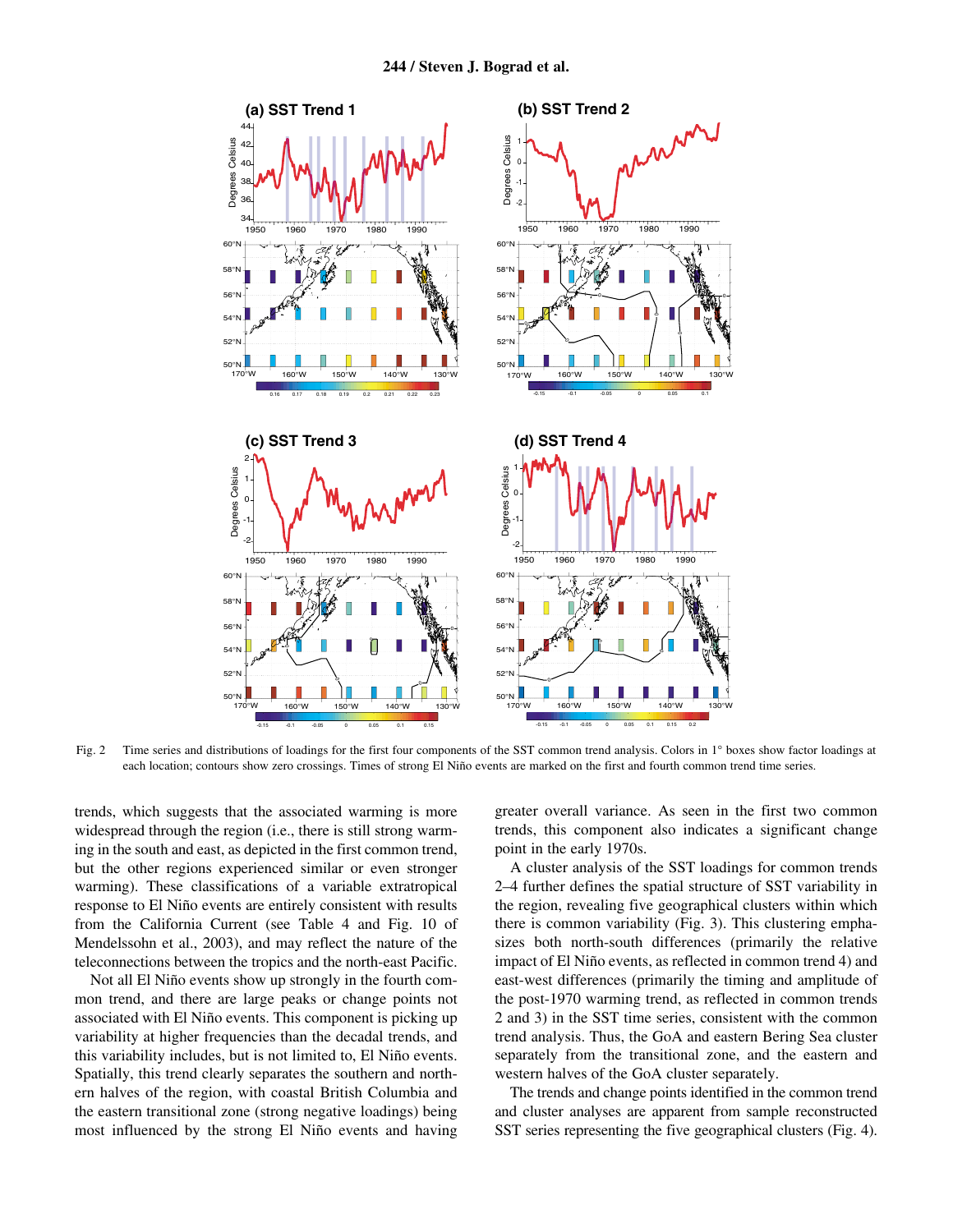Fig. 2 Time series and distributions of loadings for the first four components of the SST common trend analysis. Colors in 1° boxes show factor loadings at each location; contours show zero crossings. Times of strong El Niño events are marked on the first and fourth common trend time series.

trends, which suggests that the associated warming is more widespread through the region (i.e., there is still strong warming in the south and east, as depicted in the first common trend, but the other regions experienced similar or even stronger warming). These classifications of a variable extratropical response to El Niño events are entirely consistent with results from the California Current (see Table 4 and Fig. 10 of Mendelssohn et al., 2003), and may reflect the nature of the teleconnections between the tropics and the north-east Pacific.

Not all El Niño events show up strongly in the fourth common trend, and there are large peaks or change points not associated with El Niño events. This component is picking up variability at higher frequencies than the decadal trends, and this variability includes, but is not limited to, El Niño events. Spatially, this trend clearly separates the southern and northern halves of the region, with coastal British Columbia and the eastern transitional zone (strong negative loadings) being most influenced by the strong El Niño events and having greater overall variance. As seen in the first two common trends, this component also indicates a significant change point in the early 1970s.

A cluster analysis of the SST loadings for common trends 2–4 further defines the spatial structure of SST variability in the region, revealing five geographical clusters within which there is common variability (Fig. 3). This clustering emphasizes both north-south differences (primarily the relative impact of El Niño events, as reflected in common trend 4) and east-west differences (primarily the timing and amplitude of the post-1970 warming trend, as reflected in common trends 2 and 3) in the SST time series, consistent with the common trend analysis. Thus, the GoA and eastern Bering Sea cluster separately from the transitional zone, and the eastern and western halves of the GoA cluster separately.

The trends and change points identified in the common trend and cluster analyses are apparent from sample reconstructed SST series representing the five geographical clusters (Fig. 4).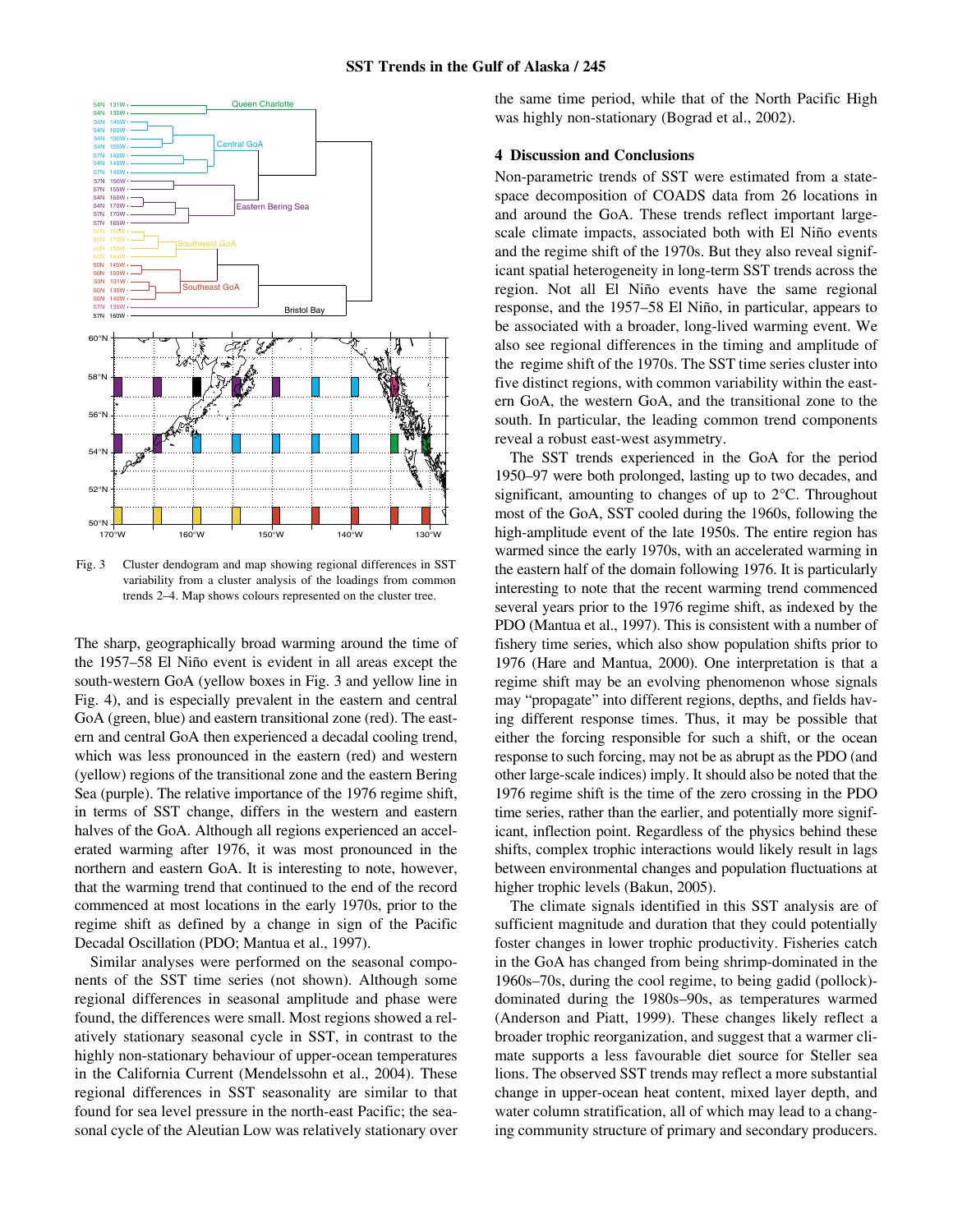Fig. 3 Cluster dendogram and map showing regional differences in SST variability from a cluster analysis of the loadings from common trends 2–4. Map shows colours represented on the cluster tree.

The sharp, geographically broad warming around the time of the 1957–58 El Niño event is evident in all areas except the south-western GoA (yellow boxes in Fig. 3 and yellow line in Fig. 4), and is especially prevalent in the eastern and central GoA (green, blue) and eastern transitional zone (red). The eastern and central GoA then experienced a decadal cooling trend, which was less pronounced in the eastern (red) and western (yellow) regions of the transitional zone and the eastern Bering Sea (purple). The relative importance of the 1976 regime shift, in terms of SST change, differs in the western and eastern halves of the GoA. Although all regions experienced an accelerated warming after 1976, it was most pronounced in the northern and eastern GoA. It is interesting to note, however, that the warming trend that continued to the end of the record commenced at most locations in the early 1970s, prior to the regime shift as defined by a change in sign of the Pacific Decadal Oscillation (PDO; Mantua et al., 1997).

Similar analyses were performed on the seasonal components of the SST time series (not shown). Although some regional differences in seasonal amplitude and phase were found, the differences were small. Most regions showed a relatively stationary seasonal cycle in SST, in contrast to the highly non-stationary behaviour of upper-ocean temperatures in the California Current (Mendelssohn et al., 2004). These regional differences in SST seasonality are similar to that found for sea level pressure in the north-east Pacific; the seasonal cycle of the Aleutian Low was relatively stationary over the same time period, while that of the North Pacific High was highly non-stationary (Bograd et al., 2002).

## 4 Discussion and Conclusions

Non-parametric trends of SST were estimated from a state-space decomposition of COADS data from 26 locations in and around the GoA. These trends reflect important large-scale climate impacts, associated both with El Niño events and the regime shift of the 1970s. But they also reveal significant spatial heterogeneity in long-term SST trends across the region. Not all El Niño events have the same regional response, and the 1957–58 El Niño, in particular, appears to be associated with a broader, long-lived warming event. We also see regional differences in the timing and amplitude of the regime shift of the 1970s. The SST time series cluster into five distinct regions, with common variability within the eastern GoA, the western GoA, and the transitional zone to the south. In particular, the leading common trend components reveal a robust east-west asymmetry.

The SST trends experienced in the GoA for the period 1950–97 were both prolonged, lasting up to two decades, and significant, amounting to changes of up to 2°C. Throughout most of the GoA, SST cooled during the 1960s, following the high-amplitude event of the late 1950s. The entire region has warmed since the early 1970s, with an accelerated warming in the eastern half of the domain following 1976. It is particularly interesting to note that the recent warming trend commenced several years prior to the 1976 regime shift, as indexed by the PDO (Mantua et al., 1997). This is consistent with a number of fishery time series, which also show population shifts prior to 1976 (Hare and Mantua, 2000). One interpretation is that a regime shift may be an evolving phenomenon whose signals may "propagate" into different regions, depths, and fields having different response times. Thus, it may be possible that either the forcing responsible for such a shift, or the ocean response to such forcing, may not be as abrupt as the PDO (and other large-scale indices) imply. It should also be noted that the 1976 regime shift is the time of the zero crossing in the PDO time series, rather than the earlier, and potentially more significant, inflection point. Regardless of the physics behind these shifts, complex trophic interactions would likely result in lags between environmental changes and population fluctuations at higher trophic levels (Bakun, 2005).

The climate signals identified in this SST analysis are of sufficient magnitude and duration that they could potentially foster changes in lower trophic productivity. Fisheries catch in the GoA has changed from being shrimp-dominated in the 1960s–70s, during the cool regime, to being gadid (pollock)-dominated during the 1980s–90s, as temperatures warmed (Anderson and Piatt, 1999). These changes likely reflect a broader trophic reorganization, and suggest that a warmer climate supports a less favourable diet source for Steller sea lions. The observed SST trends may reflect a more substantial change in upper-ocean heat content, mixed layer depth, and water column stratification, all of which may lead to a changing community structure of primary and secondary producers.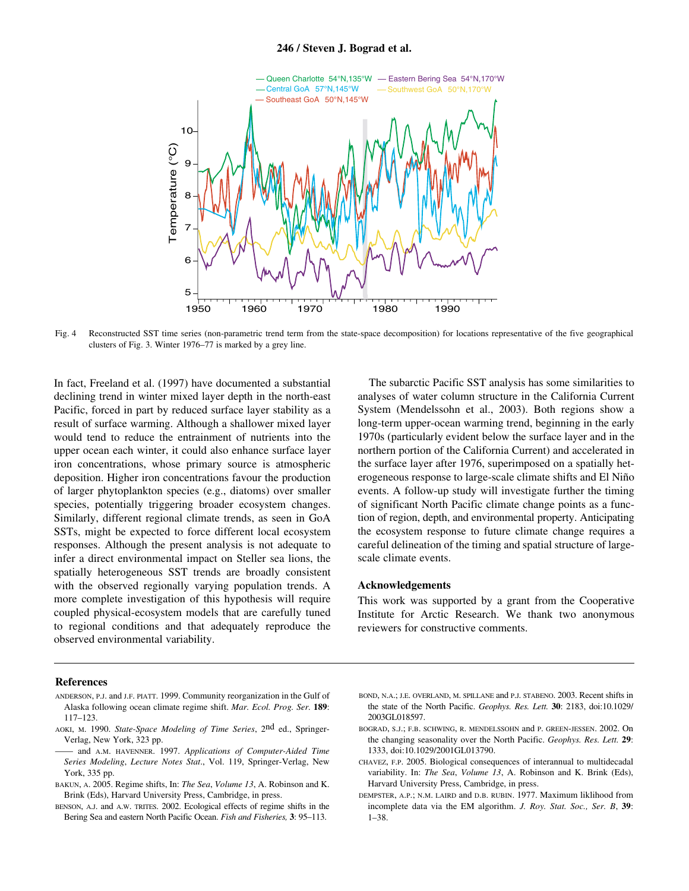— Queen Charlotte 54°N,135°W — Eastern Bering Sea 54°N,170°W
— Central GoA 57°N,145°W — Southwest GoA 50°N,170°W
— Southeast GoA 50°N,145°W

Temperature (°C)

10
9
8
7
6
5

1950 1960 1970 1980 1990

Fig. 4 Reconstructed SST time series (non-parametric trend term from the state-space decomposition) for locations representative of the five geographical clusters of Fig. 3. Winter 1976–77 is marked by a grey line.

In fact, Freeland et al. (1997) have documented a substantial declining trend in winter mixed layer depth in the north-east Pacific, forced in part by reduced surface layer stability as a result of surface warming. Although a shallower mixed layer would tend to reduce the entrainment of nutrients into the upper ocean each winter, it could also enhance surface layer iron concentrations, whose primary source is atmospheric deposition. Higher iron concentrations favour the production of larger phytoplankton species (e.g., diatoms) over smaller species, potentially triggering broader ecosystem changes. Similarly, different regional climate trends, as seen in GoA SSTs, might be expected to force different local ecosystem responses. Although the present analysis is not adequate to infer a direct environmental impact on Steller sea lions, the spatially heterogeneous SST trends are broadly consistent with the observed regionally varying population trends. A more complete investigation of this hypothesis will require coupled physical-ecosystem models that are carefully tuned to regional conditions and that adequately reproduce the observed environmental variability.

The subarctic Pacific SST analysis has some similarities to analyses of water column structure in the California Current System (Mendelssohn et al., 2003). Both regions show a long-term upper-ocean warming trend, beginning in the early 1970s (particularly evident below the surface layer and in the northern portion of the California Current) and accelerated in the surface layer after 1976, superimposed on a spatially heterogeneous response to large-scale climate shifts and El Niño events. A follow-up study will investigate further the timing of significant North Pacific climate change points as a function of region, depth, and environmental property. Anticipating the ecosystem response to future climate change requires a careful delineation of the timing and spatial structure of large-scale climate events.

## Acknowledgements

This work was supported by a grant from the Cooperative Institute for Arctic Research. We thank two anonymous reviewers for constructive comments.

## References

ANDERSON, P.J. and J.F. PIATT. 1999. Community reorganization in the Gulf of Alaska following ocean climate regime shift. *Mar. Ecol. Prog. Ser.* **189**: 117–123.

AOKI, M. 1990. *State-Space Modeling of Time Series*, 2nd ed., Springer-Verlag, New York, 323 pp.

—— and A.M. HAVENNER. 1997. *Applications of Computer-Aided Time Series Modeling*, *Lecture Notes Stat.*, Vol. 119, Springer-Verlag, New York, 335 pp.

BAKUN, A. 2005. Regime shifts, In: *The Sea*, *Volume 13*, A. Robinson and K. Brink (Eds), Harvard University Press, Cambridge, in press.

BENSON, A.J. and A.W. TRITES. 2002. Ecological effects of regime shifts in the Bering Sea and eastern North Pacific Ocean. *Fish and Fisheries,* **3**: 95–113.

BOND, N.A.; J.E. OVERLAND, M. SPILLANE and P.J. STABENO. 2003. Recent shifts in the state of the North Pacific. *Geophys. Res. Lett.* **30**: 2183, doi:10.1029/2003GL018597.

BOGRAD, S.J.; F.B. SCHWING, R. MENDELSSOHN and P. GREEN-JESSEN. 2002. On the changing seasonality over the North Pacific. *Geophys. Res. Lett.* **29**: 1333, doi:10.1029/2001GL013790.

CHAVEZ, F.P. 2005. Biological consequences of interannual to multidecadal variability. In: *The Sea*, *Volume 13*, A. Robinson and K. Brink (Eds), Harvard University Press, Cambridge, in press.

DEMPSTER, A.P.; N.M. LAIRD and D.B. RUBIN. 1977. Maximum liklihood from incomplete data via the EM algorithm. *J. Roy. Stat. Soc., Ser. B*, **39**: 1–38.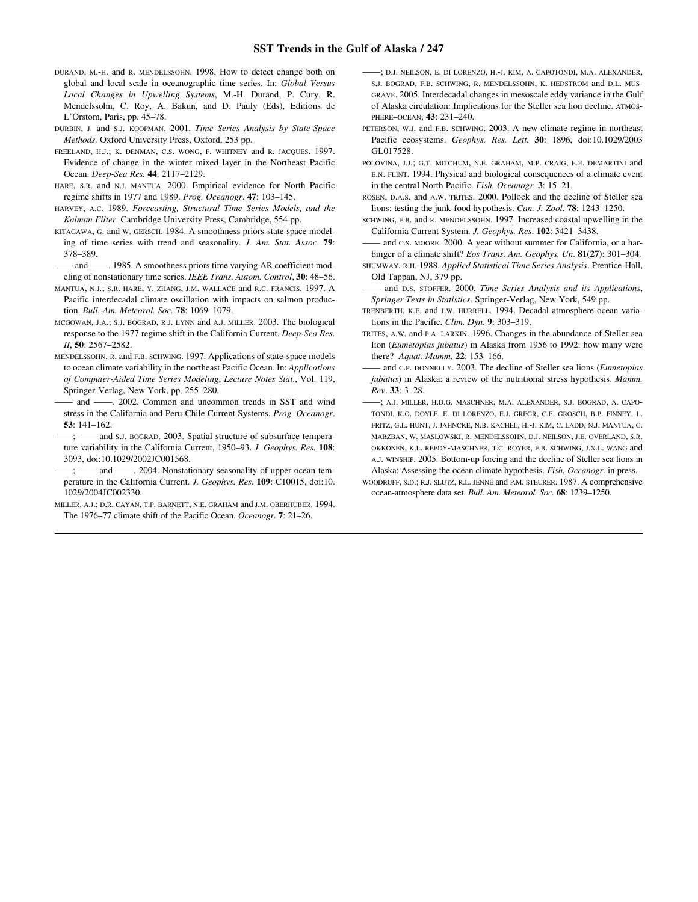DURAND, M.-H. and R. MENDELSSOHN. 1998. How to detect change both on global and local scale in oceanographic time series. In: *Global Versus Local Changes in Upwelling Systems*, M.-H. Durand, P. Cury, R. Mendelssohn, C. Roy, A. Bakun, and D. Pauly (Eds), Editions de L'Orstom, Paris, pp. 45–78.

DURBIN, J. and S.J. KOOPMAN. 2001. *Time Series Analysis by State-Space Methods*. Oxford University Press, Oxford, 253 pp.

FREELAND, H.J.; K. DENMAN, C.S. WONG, F. WHITNEY and R. JACQUES. 1997. Evidence of change in the winter mixed layer in the Northeast Pacific Ocean. *Deep-Sea Res.* **44**: 2117–2129.

HARE, S.R. and N.J. MANTUA. 2000. Empirical evidence for North Pacific regime shifts in 1977 and 1989. *Prog. Oceanogr*. **47**: 103–145.

HARVEY, A.C. 1989. *Forecasting, Structural Time Series Models, and the Kalman Filter*. Cambridge University Press, Cambridge, 554 pp.

KITAGAWA, G. and W. GERSCH. 1984. A smoothness priors-state space modeling of time series with trend and seasonality. *J. Am. Stat. Assoc*. **79**: 378–389.

—— and ——. 1985. A smoothness priors time varying AR coefficient modeling of nonstationary time series. *IEEE Trans. Autom. Control*, **30**: 48–56.

MANTUA, N.J.; S.R. HARE, Y. ZHANG, J.M. WALLACE and R.C. FRANCIS. 1997. A Pacific interdecadal climate oscillation with impacts on salmon production. *Bull. Am. Meteorol. Soc.* **78**: 1069–1079.

MCGOWAN, J.A.; S.J. BOGRAD, R.J. LYNN and A.J. MILLER. 2003. The biological response to the 1977 regime shift in the California Current. *Deep-Sea Res. II*, **50**: 2567–2582.

MENDELSSOHN, R. and F.B. SCHWING. 1997. Applications of state-space models to ocean climate variability in the northeast Pacific Ocean. In: *Applications of Computer-Aided Time Series Modeling*, *Lecture Notes Stat*., Vol. 119, Springer-Verlag, New York, pp. 255–280.

—— and ——. 2002. Common and uncommon trends in SST and wind stress in the California and Peru-Chile Current Systems. *Prog. Oceanogr*. **53**: 141–162.

——; —— and S.J. BOGRAD. 2003. Spatial structure of subsurface temperature variability in the California Current, 1950–93. *J. Geophys. Res.* **108**: 3093, doi:10.1029/2002JC001568.

——; —— and ——. 2004. Nonstationary seasonality of upper ocean temperature in the California Current. *J. Geophys. Res.* **109**: C10015, doi:10. 1029/2004JC002330.

MILLER, A.J.; D.R. CAYAN, T.P. BARNETT, N.E. GRAHAM and J.M. OBERHUBER. 1994. The 1976–77 climate shift of the Pacific Ocean. *Oceanogr.* **7**: 21–26.

——; D.J. NEILSON, E. DI LORENZO, H.-J. KIM, A. CAPOTONDI, M.A. ALEXANDER, S.J. BOGRAD, F.B. SCHWING, R. MENDELSSOHN, K. HEDSTROM and D.L. MUSGRAVE. 2005. Interdecadal changes in mesoscale eddy variance in the Gulf of Alaska circulation: Implications for the Steller sea lion decline. ATMOSPHERE–OCEAN, **43**: 231–240.

PETERSON, W.J. and F.B. SCHWING. 2003. A new climate regime in northeast Pacific ecosystems. *Geophys. Res. Lett.* **30**: 1896, doi:10.1029/2003 GL017528.

POLOVINA, J.J.; G.T. MITCHUM, N.E. GRAHAM, M.P. CRAIG, E.E. DEMARTINI and E.N. FLINT. 1994. Physical and biological consequences of a climate event in the central North Pacific. *Fish. Oceanogr.* **3**: 15–21.

ROSEN, D.A.S. and A.W. TRITES. 2000. Pollock and the decline of Steller sea lions: testing the junk-food hypothesis. *Can. J. Zool*. **78**: 1243–1250.

SCHWING, F.B. and R. MENDELSSOHN. 1997. Increased coastal upwelling in the California Current System. *J. Geophys. Res*. **102**: 3421–3438.

—— and C.S. MOORE. 2000. A year without summer for California, or a harbinger of a climate shift? *Eos Trans. Am. Geophys. Un*. **81(27)**: 301–304.

SHUMWAY, R.H. 1988. *Applied Statistical Time Series Analysis*. Prentice-Hall, Old Tappan, NJ, 379 pp.

—— and D.S. STOFFER. 2000. *Time Series Analysis and its Applications*, *Springer Texts in Statistics*. Springer-Verlag, New York, 549 pp.

TRENBERTH, K.E. and J.W. HURRELL. 1994. Decadal atmosphere-ocean variations in the Pacific. *Clim. Dyn.* **9**: 303–319.

TRITES, A.W. and P.A. LARKIN. 1996. Changes in the abundance of Steller sea lion (*Eumetopias jubatus*) in Alaska from 1956 to 1992: how many were there? *Aquat. Mamm*. **22**: 153–166.

—— and C.P. DONNELLY. 2003. The decline of Steller sea lions (*Eumetopias jubatus*) in Alaska: a review of the nutritional stress hypothesis. *Mamm. Rev*. **33**: 3–28.

——; A.J. MILLER, H.D.G. MASCHNER, M.A. ALEXANDER, S.J. BOGRAD, A. CAPOTONDI, K.O. DOYLE, E. DI LORENZO, E.J. GREGR, C.E. GROSCH, B.P. FINNEY, L. FRITZ, G.L. HUNT, J. JAHNCKE, N.B. KACHEL, H.-J. KIM, C. LADD, N.J. MANTUA, C. MARZBAN, W. MASLOWSKI, R. MENDELSSOHN, D.J. NEILSON, J.E. OVERLAND, S.R. OKKONEN, K.L. REEDY-MASCHNER, T.C. ROYER, F.B. SCHWING, J.X.L. WANG and A.J. WINSHIP. 2005. Bottom-up forcing and the decline of Steller sea lions in Alaska: Assessing the ocean climate hypothesis. *Fish. Oceanogr*. in press.

WOODRUFF, S.D.; R.J. SLUTZ, R.L. JENNE and P.M. STEURER. 1987. A comprehensive ocean-atmosphere data set. *Bull. Am. Meteorol. Soc.* **68**: 1239–1250.